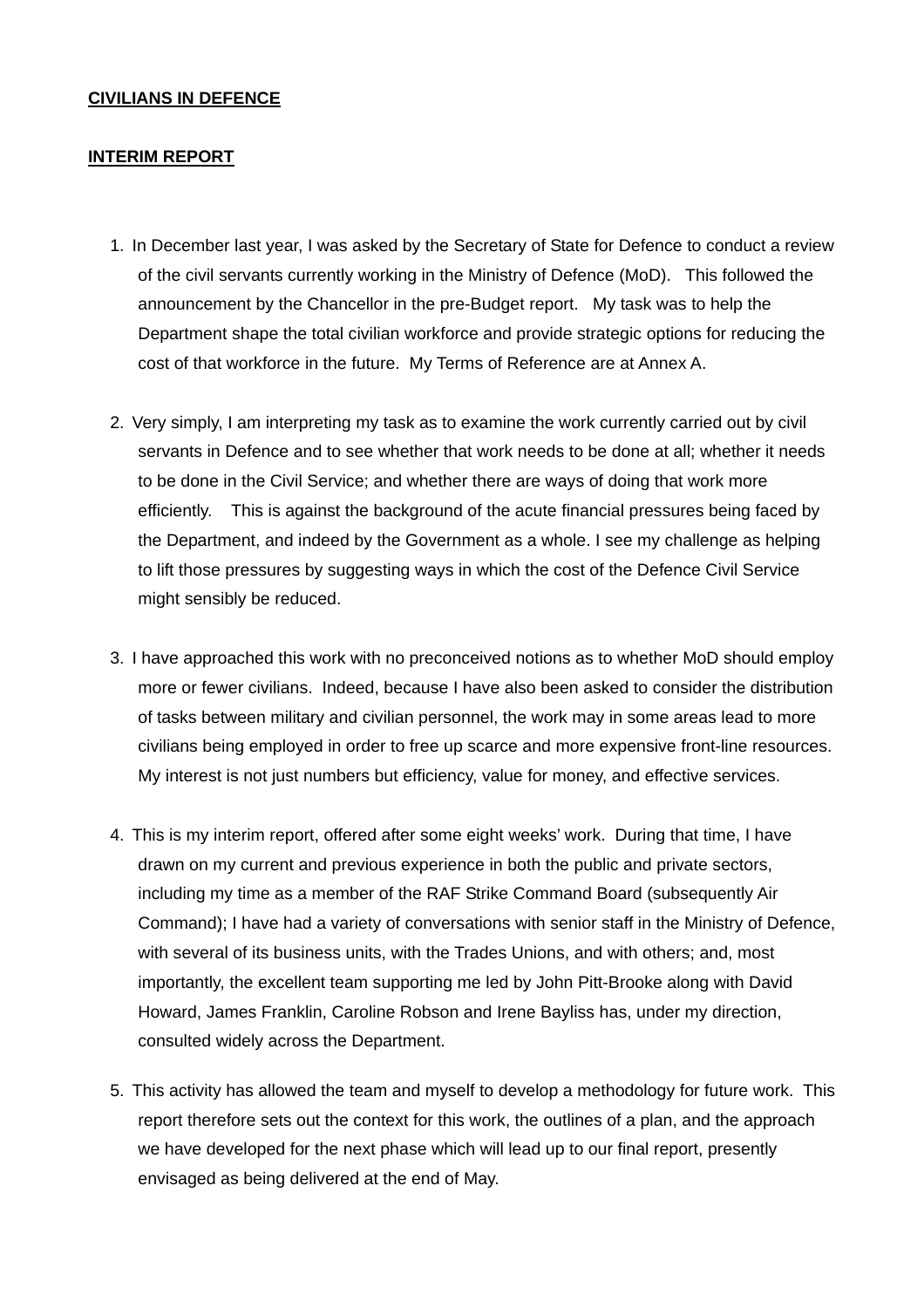**CIVILIANS IN DEFENCE**

**INTERIM REPORT**

1. In December last year, I was asked by the Secretary of State for Defence to conduct a review of the civil servants currently working in the Ministry of Defence (MoD). This followed the announcement by the Chancellor in the pre-Budget report. My task was to help the Department shape the total civilian workforce and provide strategic options for reducing the cost of that workforce in the future. My Terms of Reference are at Annex A.

2. Very simply, I am interpreting my task as to examine the work currently carried out by civil servants in Defence and to see whether that work needs to be done at all; whether it needs to be done in the Civil Service; and whether there are ways of doing that work more efficiently. This is against the background of the acute financial pressures being faced by the Department, and indeed by the Government as a whole. I see my challenge as helping to lift those pressures by suggesting ways in which the cost of the Defence Civil Service might sensibly be reduced.

3. I have approached this work with no preconceived notions as to whether MoD should employ more or fewer civilians. Indeed, because I have also been asked to consider the distribution of tasks between military and civilian personnel, the work may in some areas lead to more civilians being employed in order to free up scarce and more expensive front-line resources. My interest is not just numbers but efficiency, value for money, and effective services.

4. This is my interim report, offered after some eight weeks' work. During that time, I have drawn on my current and previous experience in both the public and private sectors, including my time as a member of the RAF Strike Command Board (subsequently Air Command); I have had a variety of conversations with senior staff in the Ministry of Defence, with several of its business units, with the Trades Unions, and with others; and, most importantly, the excellent team supporting me led by John Pitt-Brooke along with David Howard, James Franklin, Caroline Robson and Irene Bayliss has, under my direction, consulted widely across the Department.

5. This activity has allowed the team and myself to develop a methodology for future work. This report therefore sets out the context for this work, the outlines of a plan, and the approach we have developed for the next phase which will lead up to our final report, presently envisaged as being delivered at the end of May.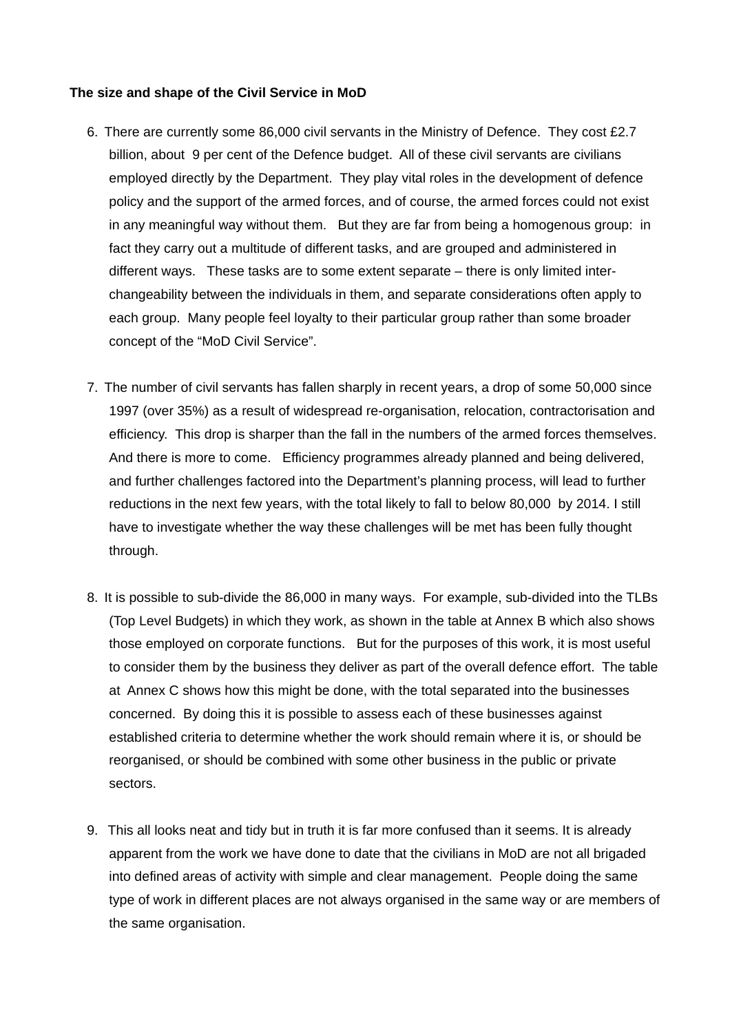**The size and shape of the Civil Service in MoD**

6. There are currently some 86,000 civil servants in the Ministry of Defence. They cost £2.7 billion, about 9 per cent of the Defence budget. All of these civil servants are civilians employed directly by the Department. They play vital roles in the development of defence policy and the support of the armed forces, and of course, the armed forces could not exist in any meaningful way without them. But they are far from being a homogenous group: in fact they carry out a multitude of different tasks, and are grouped and administered in different ways. These tasks are to some extent separate – there is only limited inter-changeability between the individuals in them, and separate considerations often apply to each group. Many people feel loyalty to their particular group rather than some broader concept of the "MoD Civil Service".

7. The number of civil servants has fallen sharply in recent years, a drop of some 50,000 since 1997 (over 35%) as a result of widespread re-organisation, relocation, contractorisation and efficiency. This drop is sharper than the fall in the numbers of the armed forces themselves. And there is more to come. Efficiency programmes already planned and being delivered, and further challenges factored into the Department's planning process, will lead to further reductions in the next few years, with the total likely to fall to below 80,000 by 2014. I still have to investigate whether the way these challenges will be met has been fully thought through.

8. It is possible to sub-divide the 86,000 in many ways. For example, sub-divided into the TLBs (Top Level Budgets) in which they work, as shown in the table at Annex B which also shows those employed on corporate functions. But for the purposes of this work, it is most useful to consider them by the business they deliver as part of the overall defence effort. The table at Annex C shows how this might be done, with the total separated into the businesses concerned. By doing this it is possible to assess each of these businesses against established criteria to determine whether the work should remain where it is, or should be reorganised, or should be combined with some other business in the public or private sectors.

9. This all looks neat and tidy but in truth it is far more confused than it seems. It is already apparent from the work we have done to date that the civilians in MoD are not all brigaded into defined areas of activity with simple and clear management. People doing the same type of work in different places are not always organised in the same way or are members of the same organisation.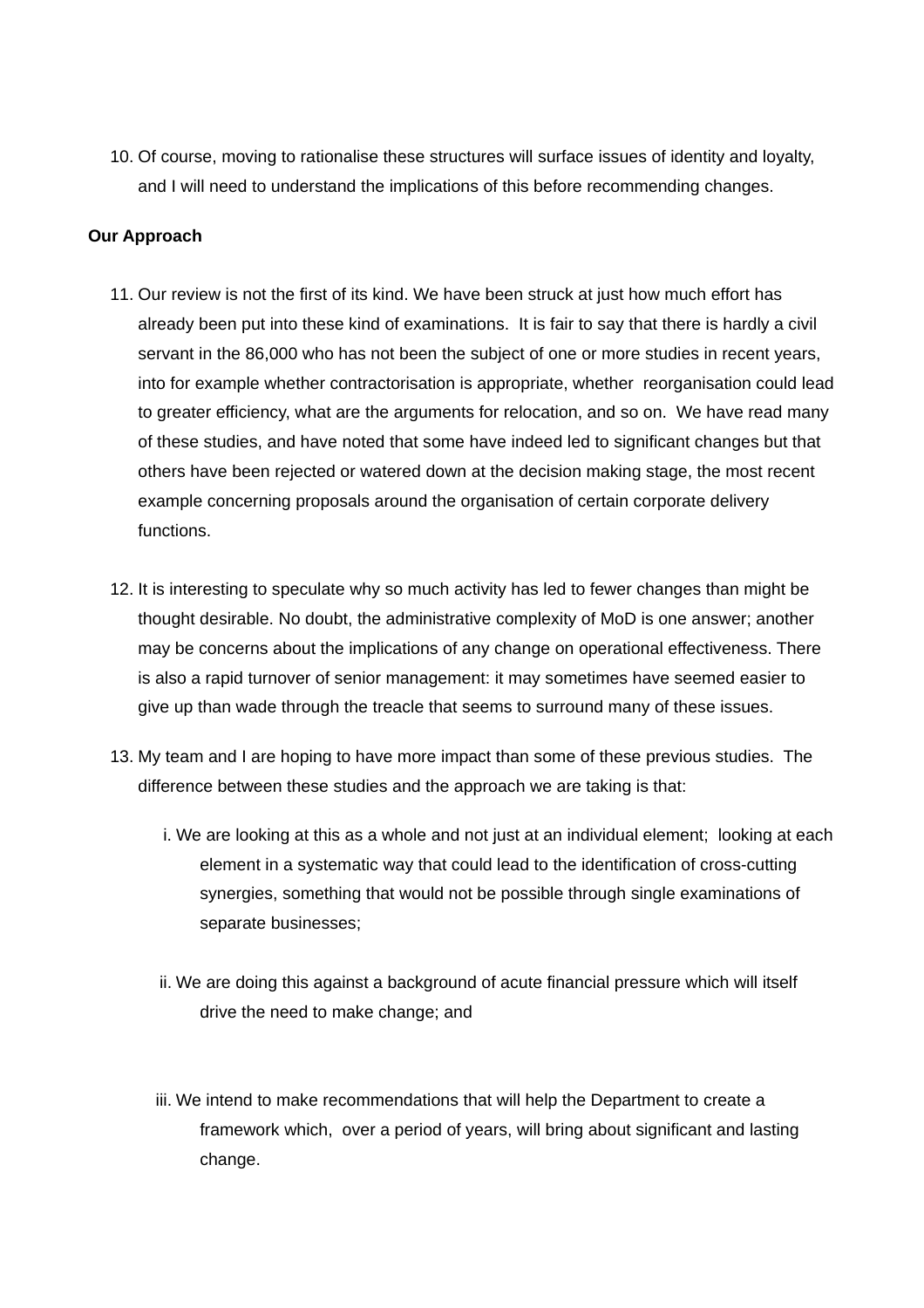10. Of course, moving to rationalise these structures will surface issues of identity and loyalty, and I will need to understand the implications of this before recommending changes.

**Our Approach**

11. Our review is not the first of its kind. We have been struck at just how much effort has already been put into these kind of examinations. It is fair to say that there is hardly a civil servant in the 86,000 who has not been the subject of one or more studies in recent years, into for example whether contractorisation is appropriate, whether reorganisation could lead to greater efficiency, what are the arguments for relocation, and so on. We have read many of these studies, and have noted that some have indeed led to significant changes but that others have been rejected or watered down at the decision making stage, the most recent example concerning proposals around the organisation of certain corporate delivery functions.

12. It is interesting to speculate why so much activity has led to fewer changes than might be thought desirable. No doubt, the administrative complexity of MoD is one answer; another may be concerns about the implications of any change on operational effectiveness. There is also a rapid turnover of senior management: it may sometimes have seemed easier to give up than wade through the treacle that seems to surround many of these issues.

13. My team and I are hoping to have more impact than some of these previous studies. The difference between these studies and the approach we are taking is that:

    i. We are looking at this as a whole and not just at an individual element; looking at each element in a systematic way that could lead to the identification of cross-cutting synergies, something that would not be possible through single examinations of separate businesses;

    ii. We are doing this against a background of acute financial pressure which will itself drive the need to make change; and

    iii. We intend to make recommendations that will help the Department to create a framework which, over a period of years, will bring about significant and lasting change.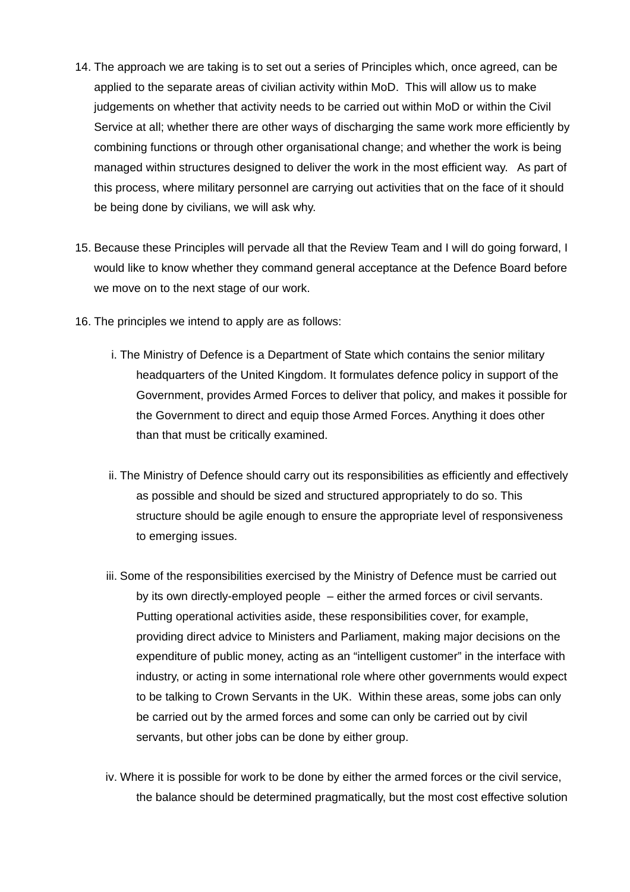14. The approach we are taking is to set out a series of Principles which, once agreed, can be applied to the separate areas of civilian activity within MoD. This will allow us to make judgements on whether that activity needs to be carried out within MoD or within the Civil Service at all; whether there are other ways of discharging the same work more efficiently by combining functions or through other organisational change; and whether the work is being managed within structures designed to deliver the work in the most efficient way. As part of this process, where military personnel are carrying out activities that on the face of it should be being done by civilians, we will ask why.

15. Because these Principles will pervade all that the Review Team and I will do going forward, I would like to know whether they command general acceptance at the Defence Board before we move on to the next stage of our work.

16. The principles we intend to apply are as follows:

    i. The Ministry of Defence is a Department of State which contains the senior military headquarters of the United Kingdom. It formulates defence policy in support of the Government, provides Armed Forces to deliver that policy, and makes it possible for the Government to direct and equip those Armed Forces. Anything it does other than that must be critically examined.

    ii. The Ministry of Defence should carry out its responsibilities as efficiently and effectively as possible and should be sized and structured appropriately to do so. This structure should be agile enough to ensure the appropriate level of responsiveness to emerging issues.

    iii. Some of the responsibilities exercised by the Ministry of Defence must be carried out by its own directly-employed people – either the armed forces or civil servants. Putting operational activities aside, these responsibilities cover, for example, providing direct advice to Ministers and Parliament, making major decisions on the expenditure of public money, acting as an "intelligent customer" in the interface with industry, or acting in some international role where other governments would expect to be talking to Crown Servants in the UK. Within these areas, some jobs can only be carried out by the armed forces and some can only be carried out by civil servants, but other jobs can be done by either group.

    iv. Where it is possible for work to be done by either the armed forces or the civil service, the balance should be determined pragmatically, but the most cost effective solution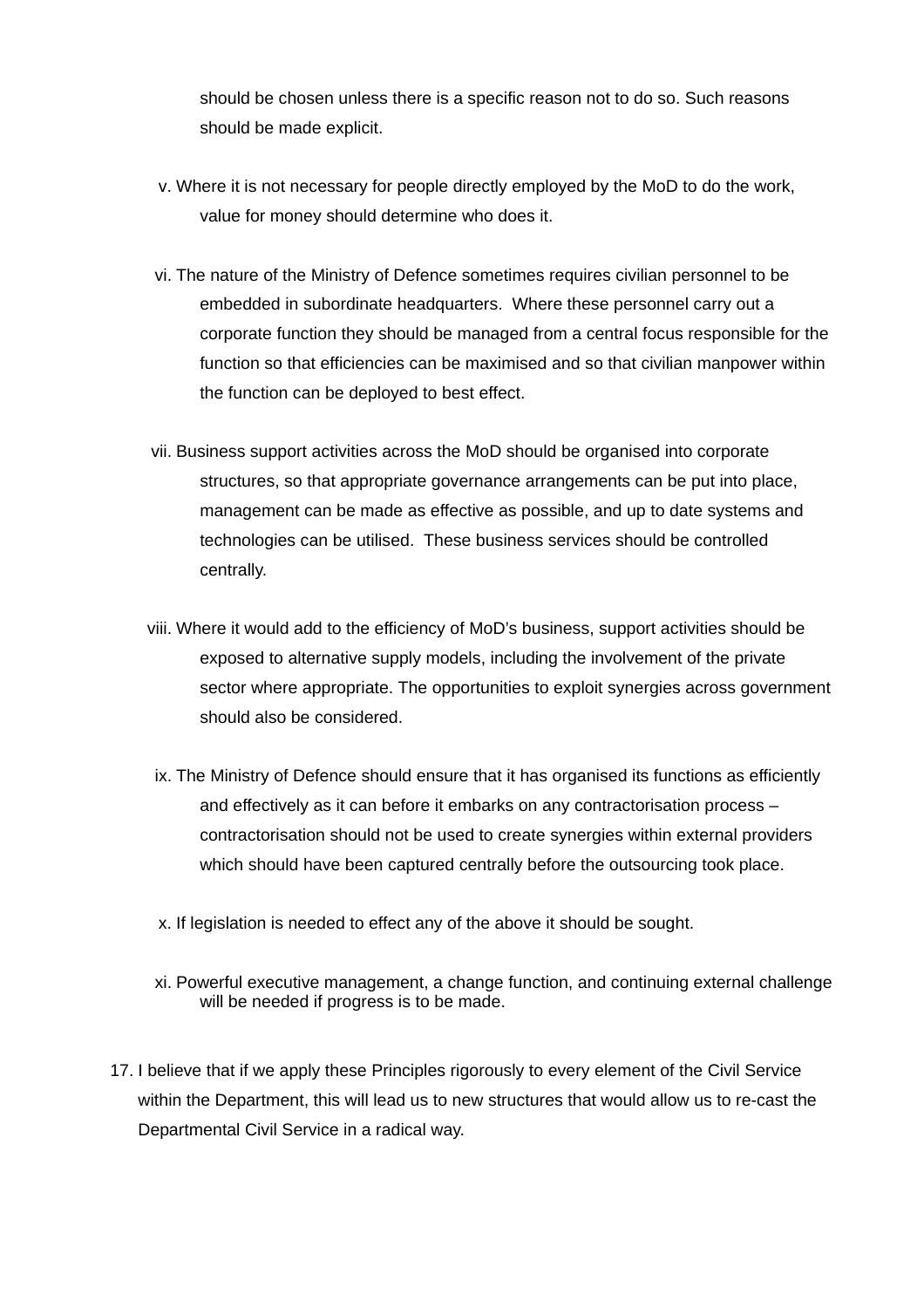should be chosen unless there is a specific reason not to do so. Such reasons should be made explicit.

v. Where it is not necessary for people directly employed by the MoD to do the work, value for money should determine who does it.

vi. The nature of the Ministry of Defence sometimes requires civilian personnel to be embedded in subordinate headquarters. Where these personnel carry out a corporate function they should be managed from a central focus responsible for the function so that efficiencies can be maximised and so that civilian manpower within the function can be deployed to best effect.

vii. Business support activities across the MoD should be organised into corporate structures, so that appropriate governance arrangements can be put into place, management can be made as effective as possible, and up to date systems and technologies can be utilised. These business services should be controlled centrally.

viii. Where it would add to the efficiency of MoD's business, support activities should be exposed to alternative supply models, including the involvement of the private sector where appropriate. The opportunities to exploit synergies across government should also be considered.

ix. The Ministry of Defence should ensure that it has organised its functions as efficiently and effectively as it can before it embarks on any contractorisation process – contractorisation should not be used to create synergies within external providers which should have been captured centrally before the outsourcing took place.

x. If legislation is needed to effect any of the above it should be sought.

xi. Powerful executive management, a change function, and continuing external challenge will be needed if progress is to be made.

17. I believe that if we apply these Principles rigorously to every element of the Civil Service within the Department, this will lead us to new structures that would allow us to re-cast the Departmental Civil Service in a radical way.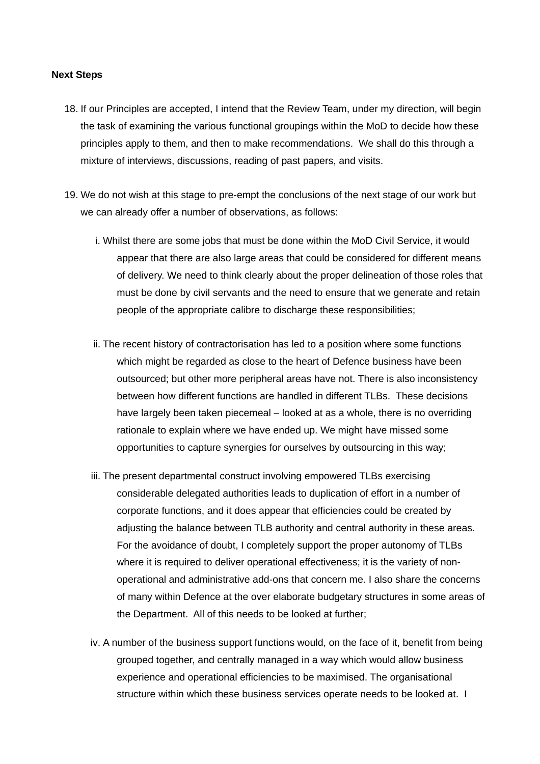**Next Steps**

18. If our Principles are accepted, I intend that the Review Team, under my direction, will begin the task of examining the various functional groupings within the MoD to decide how these principles apply to them, and then to make recommendations. We shall do this through a mixture of interviews, discussions, reading of past papers, and visits.

19. We do not wish at this stage to pre-empt the conclusions of the next stage of our work but we can already offer a number of observations, as follows:

    i. Whilst there are some jobs that must be done within the MoD Civil Service, it would appear that there are also large areas that could be considered for different means of delivery. We need to think clearly about the proper delineation of those roles that must be done by civil servants and the need to ensure that we generate and retain people of the appropriate calibre to discharge these responsibilities;

    ii. The recent history of contractorisation has led to a position where some functions which might be regarded as close to the heart of Defence business have been outsourced; but other more peripheral areas have not. There is also inconsistency between how different functions are handled in different TLBs. These decisions have largely been taken piecemeal – looked at as a whole, there is no overriding rationale to explain where we have ended up. We might have missed some opportunities to capture synergies for ourselves by outsourcing in this way;

    iii. The present departmental construct involving empowered TLBs exercising considerable delegated authorities leads to duplication of effort in a number of corporate functions, and it does appear that efficiencies could be created by adjusting the balance between TLB authority and central authority in these areas. For the avoidance of doubt, I completely support the proper autonomy of TLBs where it is required to deliver operational effectiveness; it is the variety of non-operational and administrative add-ons that concern me. I also share the concerns of many within Defence at the over elaborate budgetary structures in some areas of the Department. All of this needs to be looked at further;

    iv. A number of the business support functions would, on the face of it, benefit from being grouped together, and centrally managed in a way which would allow business experience and operational efficiencies to be maximised. The organisational structure within which these business services operate needs to be looked at. I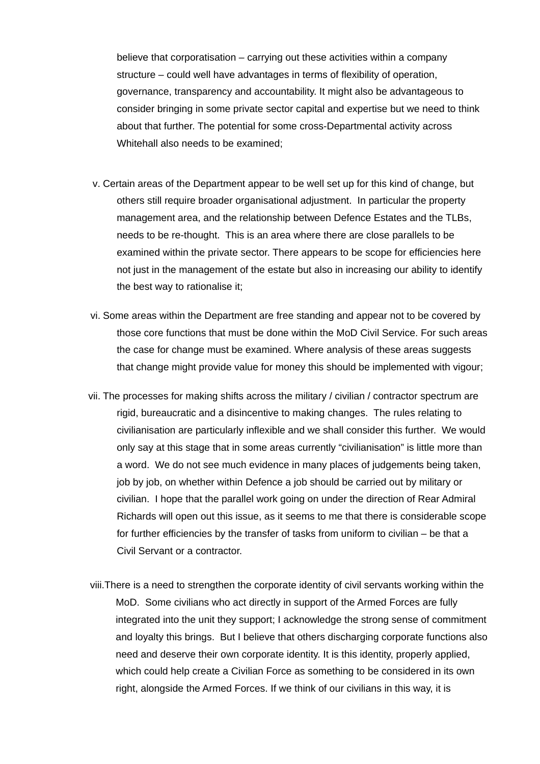believe that corporatisation – carrying out these activities within a company structure – could well have advantages in terms of flexibility of operation, governance, transparency and accountability. It might also be advantageous to consider bringing in some private sector capital and expertise but we need to think about that further. The potential for some cross-Departmental activity across Whitehall also needs to be examined;

v. Certain areas of the Department appear to be well set up for this kind of change, but others still require broader organisational adjustment. In particular the property management area, and the relationship between Defence Estates and the TLBs, needs to be re-thought. This is an area where there are close parallels to be examined within the private sector. There appears to be scope for efficiencies here not just in the management of the estate but also in increasing our ability to identify the best way to rationalise it;

vi. Some areas within the Department are free standing and appear not to be covered by those core functions that must be done within the MoD Civil Service. For such areas the case for change must be examined. Where analysis of these areas suggests that change might provide value for money this should be implemented with vigour;

vii. The processes for making shifts across the military / civilian / contractor spectrum are rigid, bureaucratic and a disincentive to making changes. The rules relating to civilianisation are particularly inflexible and we shall consider this further. We would only say at this stage that in some areas currently "civilianisation" is little more than a word. We do not see much evidence in many places of judgements being taken, job by job, on whether within Defence a job should be carried out by military or civilian. I hope that the parallel work going on under the direction of Rear Admiral Richards will open out this issue, as it seems to me that there is considerable scope for further efficiencies by the transfer of tasks from uniform to civilian – be that a Civil Servant or a contractor.

viii. There is a need to strengthen the corporate identity of civil servants working within the MoD. Some civilians who act directly in support of the Armed Forces are fully integrated into the unit they support; I acknowledge the strong sense of commitment and loyalty this brings. But I believe that others discharging corporate functions also need and deserve their own corporate identity. It is this identity, properly applied, which could help create a Civilian Force as something to be considered in its own right, alongside the Armed Forces. If we think of our civilians in this way, it is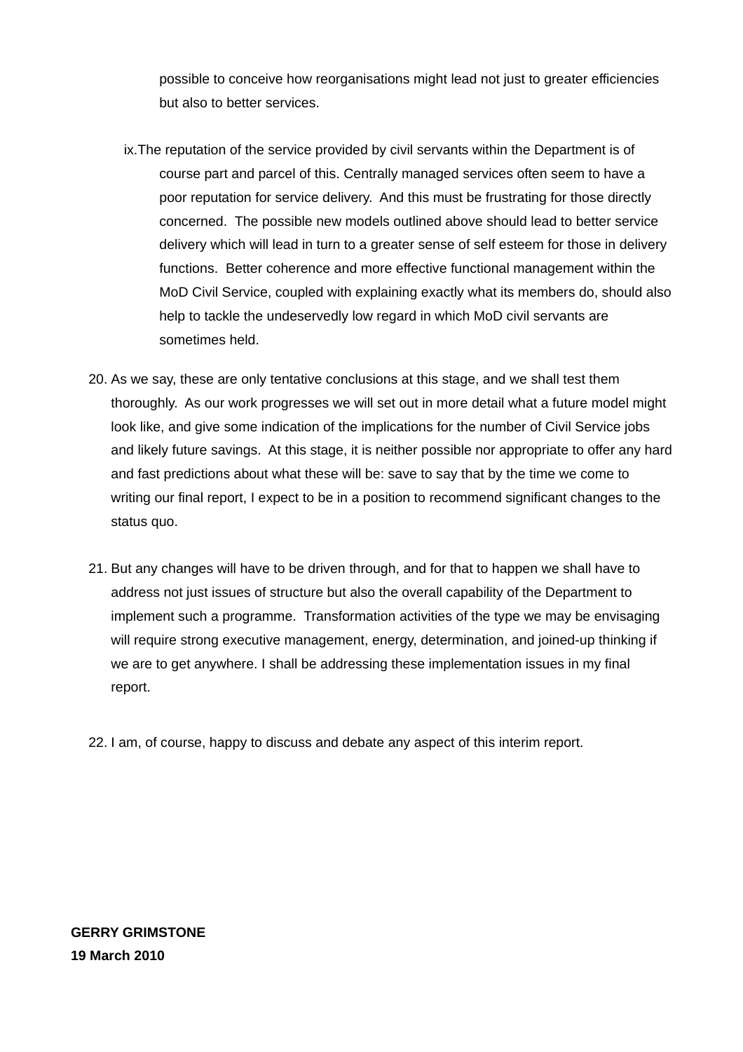possible to conceive how reorganisations might lead not just to greater efficiencies but also to better services.

ix. The reputation of the service provided by civil servants within the Department is of course part and parcel of this. Centrally managed services often seem to have a poor reputation for service delivery. And this must be frustrating for those directly concerned. The possible new models outlined above should lead to better service delivery which will lead in turn to a greater sense of self esteem for those in delivery functions. Better coherence and more effective functional management within the MoD Civil Service, coupled with explaining exactly what its members do, should also help to tackle the undeservedly low regard in which MoD civil servants are sometimes held.

20. As we say, these are only tentative conclusions at this stage, and we shall test them thoroughly. As our work progresses we will set out in more detail what a future model might look like, and give some indication of the implications for the number of Civil Service jobs and likely future savings. At this stage, it is neither possible nor appropriate to offer any hard and fast predictions about what these will be: save to say that by the time we come to writing our final report, I expect to be in a position to recommend significant changes to the status quo.

21. But any changes will have to be driven through, and for that to happen we shall have to address not just issues of structure but also the overall capability of the Department to implement such a programme. Transformation activities of the type we may be envisaging will require strong executive management, energy, determination, and joined-up thinking if we are to get anywhere. I shall be addressing these implementation issues in my final report.

22. I am, of course, happy to discuss and debate any aspect of this interim report.

**GERRY GRIMSTONE**
**19 March 2010**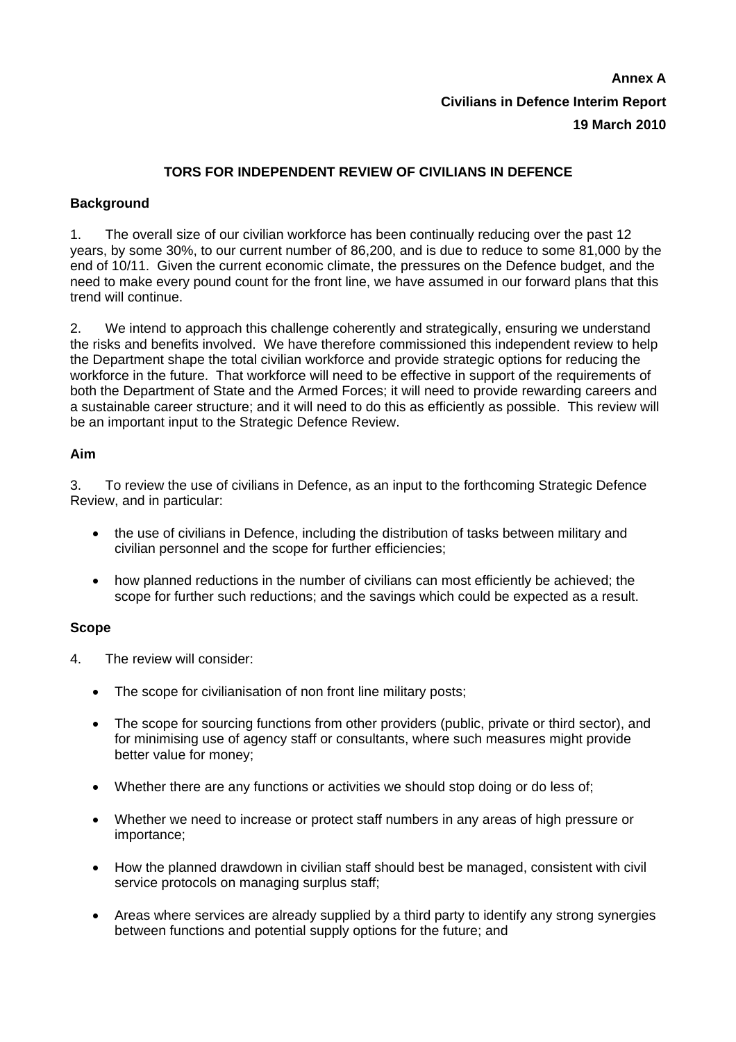**Annex A**

**Civilians in Defence Interim Report**

**19 March 2010**

## TORS FOR INDEPENDENT REVIEW OF CIVILIANS IN DEFENCE

### Background

1. The overall size of our civilian workforce has been continually reducing over the past 12 years, by some 30%, to our current number of 86,200, and is due to reduce to some 81,000 by the end of 10/11. Given the current economic climate, the pressures on the Defence budget, and the need to make every pound count for the front line, we have assumed in our forward plans that this trend will continue.

2. We intend to approach this challenge coherently and strategically, ensuring we understand the risks and benefits involved. We have therefore commissioned this independent review to help the Department shape the total civilian workforce and provide strategic options for reducing the workforce in the future. That workforce will need to be effective in support of the requirements of both the Department of State and the Armed Forces; it will need to provide rewarding careers and a sustainable career structure; and it will need to do this as efficiently as possible. This review will be an important input to the Strategic Defence Review.

### Aim

3. To review the use of civilians in Defence, as an input to the forthcoming Strategic Defence Review, and in particular:

- the use of civilians in Defence, including the distribution of tasks between military and civilian personnel and the scope for further efficiencies;
- how planned reductions in the number of civilians can most efficiently be achieved; the scope for further such reductions; and the savings which could be expected as a result.

### Scope

4. The review will consider:

- The scope for civilianisation of non front line military posts;
- The scope for sourcing functions from other providers (public, private or third sector), and for minimising use of agency staff or consultants, where such measures might provide better value for money;
- Whether there are any functions or activities we should stop doing or do less of;
- Whether we need to increase or protect staff numbers in any areas of high pressure or importance;
- How the planned drawdown in civilian staff should best be managed, consistent with civil service protocols on managing surplus staff;
- Areas where services are already supplied by a third party to identify any strong synergies between functions and potential supply options for the future; and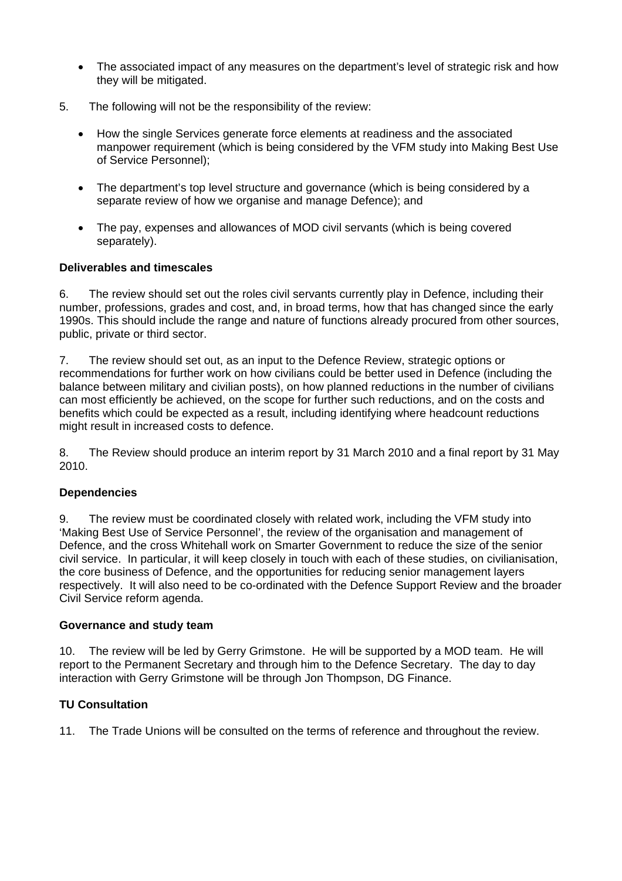- The associated impact of any measures on the department's level of strategic risk and how they will be mitigated.

5. The following will not be the responsibility of the review:

- How the single Services generate force elements at readiness and the associated manpower requirement (which is being considered by the VFM study into Making Best Use of Service Personnel);

- The department's top level structure and governance (which is being considered by a separate review of how we organise and manage Defence); and

- The pay, expenses and allowances of MOD civil servants (which is being covered separately).

**Deliverables and timescales**

6. The review should set out the roles civil servants currently play in Defence, including their number, professions, grades and cost, and, in broad terms, how that has changed since the early 1990s. This should include the range and nature of functions already procured from other sources, public, private or third sector.

7. The review should set out, as an input to the Defence Review, strategic options or recommendations for further work on how civilians could be better used in Defence (including the balance between military and civilian posts), on how planned reductions in the number of civilians can most efficiently be achieved, on the scope for further such reductions, and on the costs and benefits which could be expected as a result, including identifying where headcount reductions might result in increased costs to defence.

8. The Review should produce an interim report by 31 March 2010 and a final report by 31 May 2010.

**Dependencies**

9. The review must be coordinated closely with related work, including the VFM study into 'Making Best Use of Service Personnel', the review of the organisation and management of Defence, and the cross Whitehall work on Smarter Government to reduce the size of the senior civil service. In particular, it will keep closely in touch with each of these studies, on civilianisation, the core business of Defence, and the opportunities for reducing senior management layers respectively. It will also need to be co-ordinated with the Defence Support Review and the broader Civil Service reform agenda.

**Governance and study team**

10. The review will be led by Gerry Grimstone. He will be supported by a MOD team. He will report to the Permanent Secretary and through him to the Defence Secretary. The day to day interaction with Gerry Grimstone will be through Jon Thompson, DG Finance.

**TU Consultation**

11. The Trade Unions will be consulted on the terms of reference and throughout the review.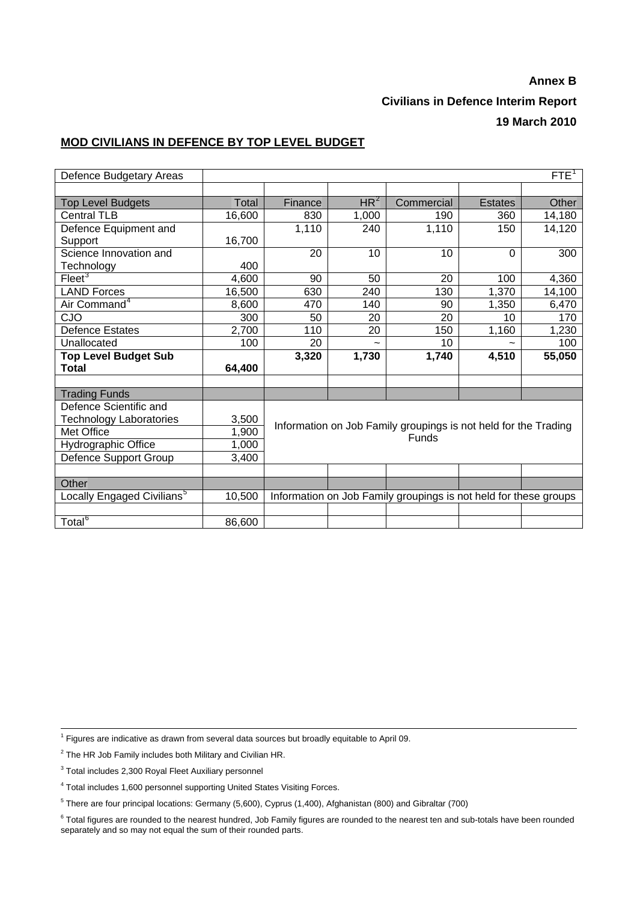**Annex B**

**Civilians in Defence Interim Report**

**19 March 2010**

## MOD CIVILIANS IN DEFENCE BY TOP LEVEL BUDGET

| Defence Budgetary Areas | | | | | | FTE[1] |
|---|---|---|---|---|---|---|
| | | | | | | |
| Top Level Budgets | Total | Finance | HR[2] | Commercial | Estates | Other |
| Central TLB | 16,600 | 830 | 1,000 | 190 | 360 | 14,180 |
| Defence Equipment and Support | 16,700 | 1,110 | 240 | 1,110 | 150 | 14,120 |
| Science Innovation and Technology | 400 | 20 | 10 | 10 | 0 | 300 |
| Fleet[3] | 4,600 | 90 | 50 | 20 | 100 | 4,360 |
| LAND Forces | 16,500 | 630 | 240 | 130 | 1,370 | 14,100 |
| Air Command[4] | 8,600 | 470 | 140 | 90 | 1,350 | 6,470 |
| CJO | 300 | 50 | 20 | 20 | 10 | 170 |
| Defence Estates | 2,700 | 110 | 20 | 150 | 1,160 | 1,230 |
| Unallocated | 100 | 20 | ~ | 10 | ~ | 100 |
| **Top Level Budget Sub Total** | **64,400** | **3,320** | **1,730** | **1,740** | **4,510** | **55,050** |
| | | | | | | |
| Trading Funds | | | | | | |
| Defence Scientific and Technology Laboratories | 3,500 | Information on Job Family groupings is not held for the Trading Funds | | | | |
| Met Office | 1,900 | | | | | |
| Hydrographic Office | 1,000 | | | | | |
| Defence Support Group | 3,400 | | | | | |
| | | | | | | |
| Other | | | | | | |
| Locally Engaged Civilians[5] | 10,500 | Information on Job Family groupings is not held for these groups | | | | |
| | | | | | | |
| Total[6] | 86,600 | | | | | |

[1] Figures are indicative as drawn from several data sources but broadly equitable to April 09.

[2] The HR Job Family includes both Military and Civilian HR.

[3] Total includes 2,300 Royal Fleet Auxiliary personnel

[4] Total includes 1,600 personnel supporting United States Visiting Forces.

[5] There are four principal locations: Germany (5,600), Cyprus (1,400), Afghanistan (800) and Gibraltar (700)

[6] Total figures are rounded to the nearest hundred, Job Family figures are rounded to the nearest ten and sub-totals have been rounded separately and so may not equal the sum of their rounded parts.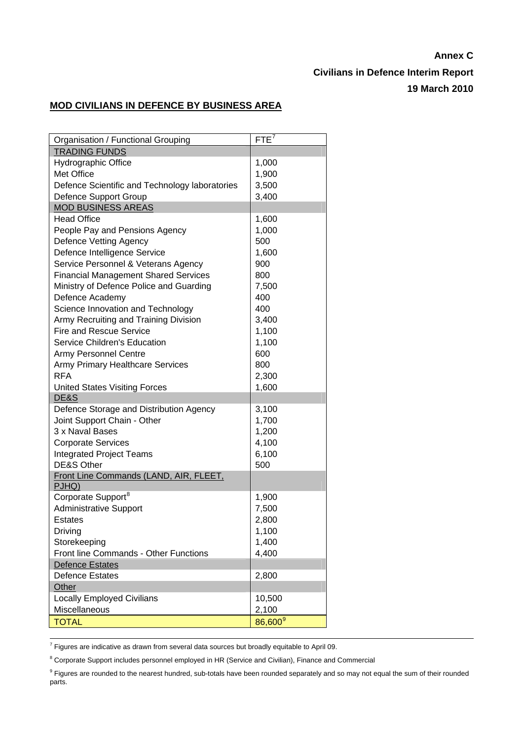**Annex C**

**Civilians in Defence Interim Report**

**19 March 2010**

## MOD CIVILIANS IN DEFENCE BY BUSINESS AREA

| Organisation / Functional Grouping | FTE[7] |
|---|---|
| TRADING FUNDS | |
| Hydrographic Office | 1,000 |
| Met Office | 1,900 |
| Defence Scientific and Technology laboratories | 3,500 |
| Defence Support Group | 3,400 |
| MOD BUSINESS AREAS | |
| Head Office | 1,600 |
| People Pay and Pensions Agency | 1,000 |
| Defence Vetting Agency | 500 |
| Defence Intelligence Service | 1,600 |
| Service Personnel & Veterans Agency | 900 |
| Financial Management Shared Services | 800 |
| Ministry of Defence Police and Guarding | 7,500 |
| Defence Academy | 400 |
| Science Innovation and Technology | 400 |
| Army Recruiting and Training Division | 3,400 |
| Fire and Rescue Service | 1,100 |
| Service Children's Education | 1,100 |
| Army Personnel Centre | 600 |
| Army Primary Healthcare Services | 800 |
| RFA | 2,300 |
| United States Visiting Forces | 1,600 |
| DE&S | |
| Defence Storage and Distribution Agency | 3,100 |
| Joint Support Chain - Other | 1,700 |
| 3 x Naval Bases | 1,200 |
| Corporate Services | 4,100 |
| Integrated Project Teams | 6,100 |
| DE&S Other | 500 |
| Front Line Commands (LAND, AIR, FLEET, PJHQ) | |
| Corporate Support[8] | 1,900 |
| Administrative Support | 7,500 |
| Estates | 2,800 |
| Driving | 1,100 |
| Storekeeping | 1,400 |
| Front line Commands - Other Functions | 4,400 |
| Defence Estates | |
| Defence Estates | 2,800 |
| Other | |
| Locally Employed Civilians | 10,500 |
| Miscellaneous | 2,100 |
| TOTAL | 86,600[9] |

[7] Figures are indicative as drawn from several data sources but broadly equitable to April 09.

[8] Corporate Support includes personnel employed in HR (Service and Civilian), Finance and Commercial

[9] Figures are rounded to the nearest hundred, sub-totals have been rounded separately and so may not equal the sum of their rounded parts.